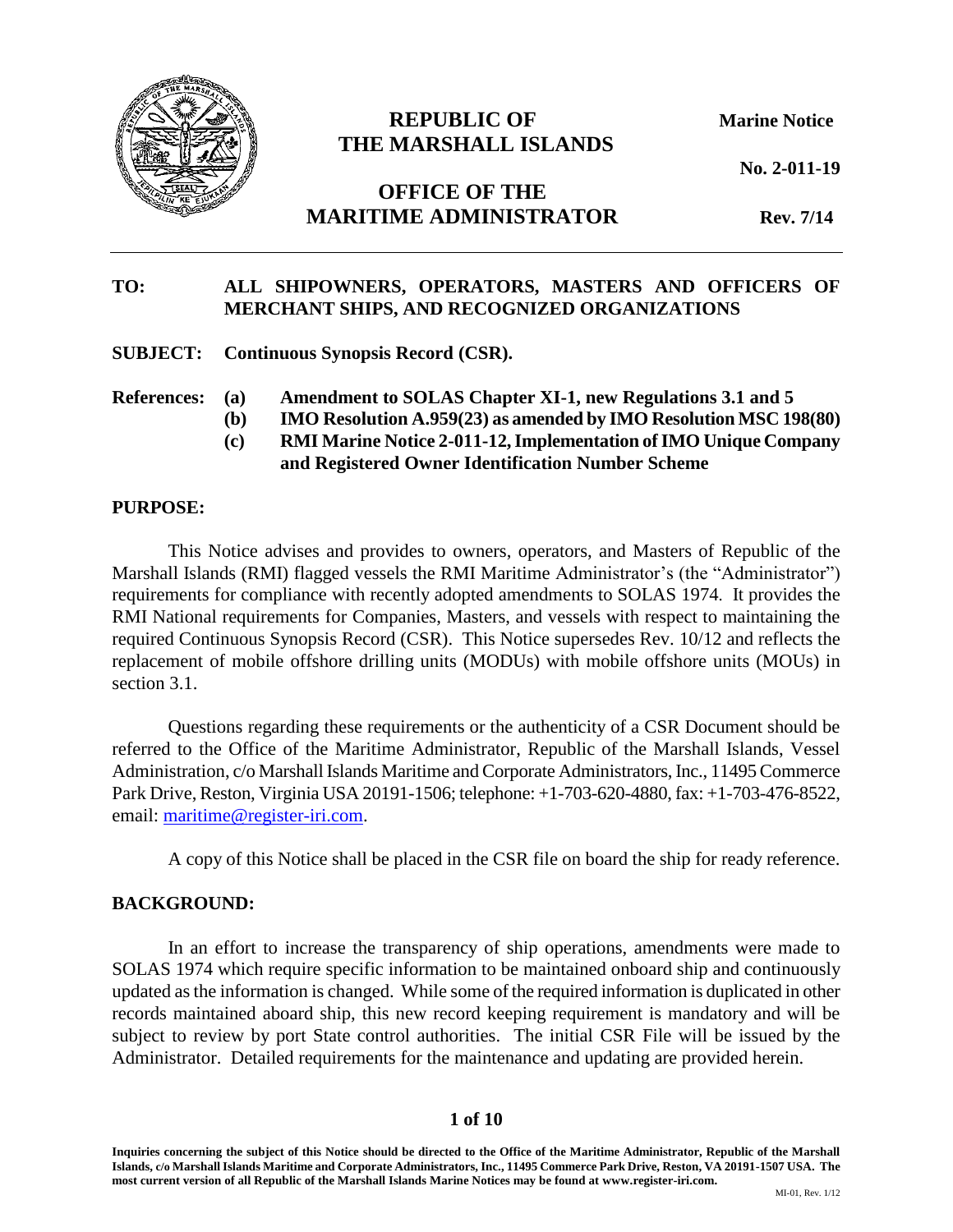# REPUBLIC OF THE MARSHALL ISLANDS

# OFFICE OF THE MARITIME ADMINISTRATOR

**Marine Notice**

**No. 2-011-19**

**Rev. 7/14**

---

**TO:** **ALL SHIPOWNERS, OPERATORS, MASTERS AND OFFICERS OF MERCHANT SHIPS, AND RECOGNIZED ORGANIZATIONS**

**SUBJECT:** **Continuous Synopsis Record (CSR).**

**References:**
- **(a) Amendment to SOLAS Chapter XI-1, new Regulations 3.1 and 5**
- **(b) IMO Resolution A.959(23) as amended by IMO Resolution MSC 198(80)**
- **(c) RMI Marine Notice 2-011-12, Implementation of IMO Unique Company and Registered Owner Identification Number Scheme**

## PURPOSE:

This Notice advises and provides to owners, operators, and Masters of Republic of the Marshall Islands (RMI) flagged vessels the RMI Maritime Administrator's (the "Administrator") requirements for compliance with recently adopted amendments to SOLAS 1974. It provides the RMI National requirements for Companies, Masters, and vessels with respect to maintaining the required Continuous Synopsis Record (CSR). This Notice supersedes Rev. 10/12 and reflects the replacement of mobile offshore drilling units (MODUs) with mobile offshore units (MOUs) in section 3.1.

Questions regarding these requirements or the authenticity of a CSR Document should be referred to the Office of the Maritime Administrator, Republic of the Marshall Islands, Vessel Administration, c/o Marshall Islands Maritime and Corporate Administrators, Inc., 11495 Commerce Park Drive, Reston, Virginia USA 20191-1506; telephone: +1-703-620-4880, fax: +1-703-476-8522, email: maritime@register-iri.com.

A copy of this Notice shall be placed in the CSR file on board the ship for ready reference.

## BACKGROUND:

In an effort to increase the transparency of ship operations, amendments were made to SOLAS 1974 which require specific information to be maintained onboard ship and continuously updated as the information is changed. While some of the required information is duplicated in other records maintained aboard ship, this new record keeping requirement is mandatory and will be subject to review by port State control authorities. The initial CSR File will be issued by the Administrator. Detailed requirements for the maintenance and updating are provided herein.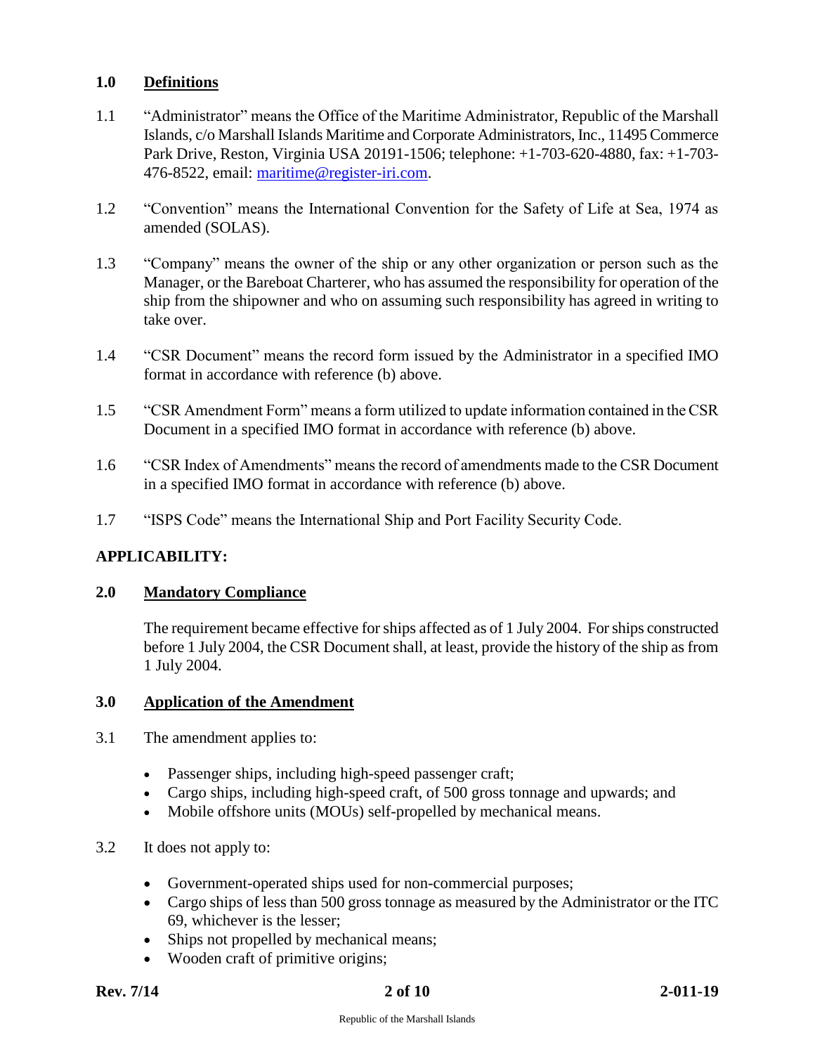## 1.0 Definitions

1.1 "Administrator" means the Office of the Maritime Administrator, Republic of the Marshall Islands, c/o Marshall Islands Maritime and Corporate Administrators, Inc., 11495 Commerce Park Drive, Reston, Virginia USA 20191-1506; telephone: +1-703-620-4880, fax: +1-703-476-8522, email: maritime@register-iri.com.

1.2 "Convention" means the International Convention for the Safety of Life at Sea, 1974 as amended (SOLAS).

1.3 "Company" means the owner of the ship or any other organization or person such as the Manager, or the Bareboat Charterer, who has assumed the responsibility for operation of the ship from the shipowner and who on assuming such responsibility has agreed in writing to take over.

1.4 "CSR Document" means the record form issued by the Administrator in a specified IMO format in accordance with reference (b) above.

1.5 "CSR Amendment Form" means a form utilized to update information contained in the CSR Document in a specified IMO format in accordance with reference (b) above.

1.6 "CSR Index of Amendments" means the record of amendments made to the CSR Document in a specified IMO format in accordance with reference (b) above.

1.7 "ISPS Code" means the International Ship and Port Facility Security Code.

## APPLICABILITY:

## 2.0 Mandatory Compliance

The requirement became effective for ships affected as of 1 July 2004. For ships constructed before 1 July 2004, the CSR Document shall, at least, provide the history of the ship as from 1 July 2004.

## 3.0 Application of the Amendment

3.1 The amendment applies to:

- Passenger ships, including high-speed passenger craft;
- Cargo ships, including high-speed craft, of 500 gross tonnage and upwards; and
- Mobile offshore units (MOUs) self-propelled by mechanical means.

3.2 It does not apply to:

- Government-operated ships used for non-commercial purposes;
- Cargo ships of less than 500 gross tonnage as measured by the Administrator or the ITC 69, whichever is the lesser;
- Ships not propelled by mechanical means;
- Wooden craft of primitive origins;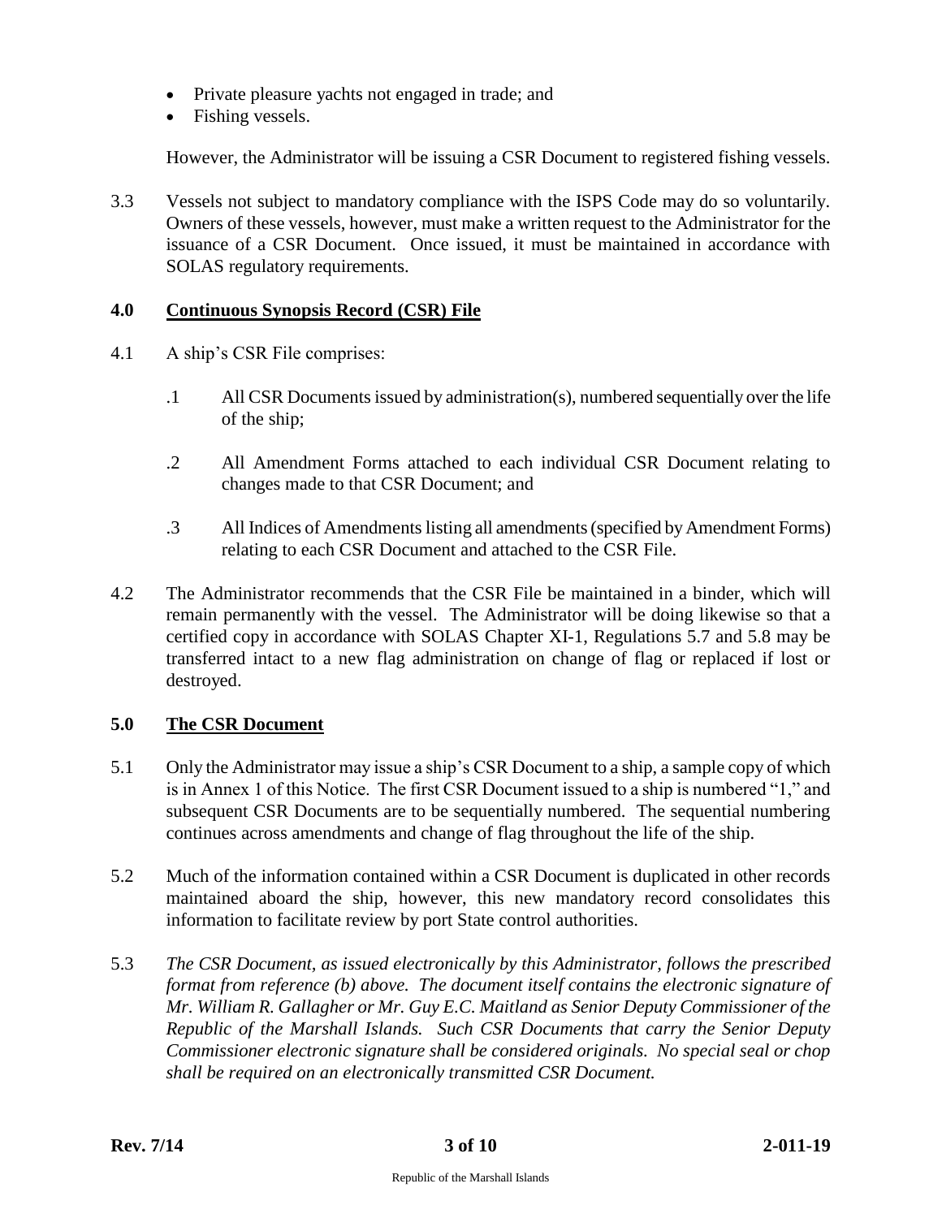- Private pleasure yachts not engaged in trade; and
- Fishing vessels.

However, the Administrator will be issuing a CSR Document to registered fishing vessels.

3.3 Vessels not subject to mandatory compliance with the ISPS Code may do so voluntarily. Owners of these vessels, however, must make a written request to the Administrator for the issuance of a CSR Document. Once issued, it must be maintained in accordance with SOLAS regulatory requirements.

## 4.0 Continuous Synopsis Record (CSR) File

4.1 A ship's CSR File comprises:

.1 All CSR Documents issued by administration(s), numbered sequentially over the life of the ship;

.2 All Amendment Forms attached to each individual CSR Document relating to changes made to that CSR Document; and

.3 All Indices of Amendments listing all amendments (specified by Amendment Forms) relating to each CSR Document and attached to the CSR File.

4.2 The Administrator recommends that the CSR File be maintained in a binder, which will remain permanently with the vessel. The Administrator will be doing likewise so that a certified copy in accordance with SOLAS Chapter XI-1, Regulations 5.7 and 5.8 may be transferred intact to a new flag administration on change of flag or replaced if lost or destroyed.

## 5.0 The CSR Document

5.1 Only the Administrator may issue a ship's CSR Document to a ship, a sample copy of which is in Annex 1 of this Notice. The first CSR Document issued to a ship is numbered "1," and subsequent CSR Documents are to be sequentially numbered. The sequential numbering continues across amendments and change of flag throughout the life of the ship.

5.2 Much of the information contained within a CSR Document is duplicated in other records maintained aboard the ship, however, this new mandatory record consolidates this information to facilitate review by port State control authorities.

5.3 *The CSR Document, as issued electronically by this Administrator, follows the prescribed format from reference (b) above. The document itself contains the electronic signature of Mr. William R. Gallagher or Mr. Guy E.C. Maitland as Senior Deputy Commissioner of the Republic of the Marshall Islands. Such CSR Documents that carry the Senior Deputy Commissioner electronic signature shall be considered originals. No special seal or chop shall be required on an electronically transmitted CSR Document.*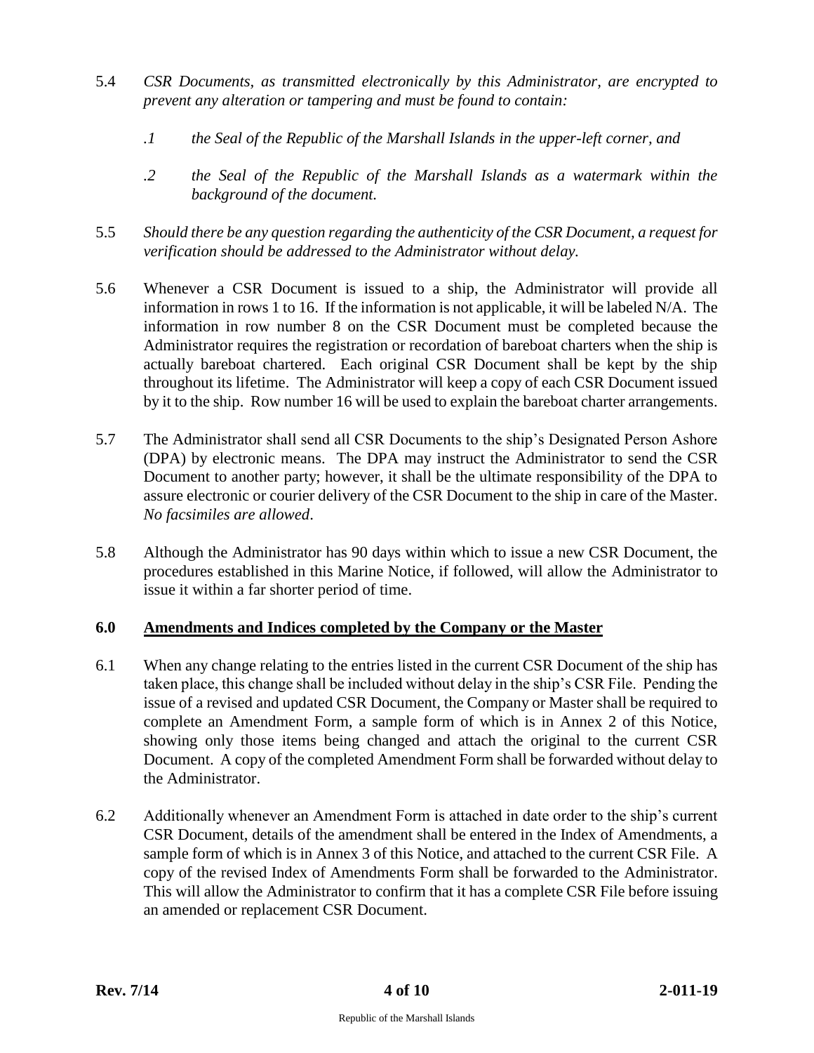5.4 *CSR Documents, as transmitted electronically by this Administrator, are encrypted to prevent any alteration or tampering and must be found to contain:*

> *.1 the Seal of the Republic of the Marshall Islands in the upper-left corner, and*
>
> *.2 the Seal of the Republic of the Marshall Islands as a watermark within the background of the document.*

5.5 *Should there be any question regarding the authenticity of the CSR Document, a request for verification should be addressed to the Administrator without delay.*

5.6 Whenever a CSR Document is issued to a ship, the Administrator will provide all information in rows 1 to 16. If the information is not applicable, it will be labeled N/A. The information in row number 8 on the CSR Document must be completed because the Administrator requires the registration or recordation of bareboat charters when the ship is actually bareboat chartered. Each original CSR Document shall be kept by the ship throughout its lifetime. The Administrator will keep a copy of each CSR Document issued by it to the ship. Row number 16 will be used to explain the bareboat charter arrangements.

5.7 The Administrator shall send all CSR Documents to the ship's Designated Person Ashore (DPA) by electronic means. The DPA may instruct the Administrator to send the CSR Document to another party; however, it shall be the ultimate responsibility of the DPA to assure electronic or courier delivery of the CSR Document to the ship in care of the Master. *No facsimiles are allowed*.

5.8 Although the Administrator has 90 days within which to issue a new CSR Document, the procedures established in this Marine Notice, if followed, will allow the Administrator to issue it within a far shorter period of time.

## 6.0 Amendments and Indices completed by the Company or the Master

6.1 When any change relating to the entries listed in the current CSR Document of the ship has taken place, this change shall be included without delay in the ship's CSR File. Pending the issue of a revised and updated CSR Document, the Company or Master shall be required to complete an Amendment Form, a sample form of which is in Annex 2 of this Notice, showing only those items being changed and attach the original to the current CSR Document. A copy of the completed Amendment Form shall be forwarded without delay to the Administrator.

6.2 Additionally whenever an Amendment Form is attached in date order to the ship's current CSR Document, details of the amendment shall be entered in the Index of Amendments, a sample form of which is in Annex 3 of this Notice, and attached to the current CSR File. A copy of the revised Index of Amendments Form shall be forwarded to the Administrator. This will allow the Administrator to confirm that it has a complete CSR File before issuing an amended or replacement CSR Document.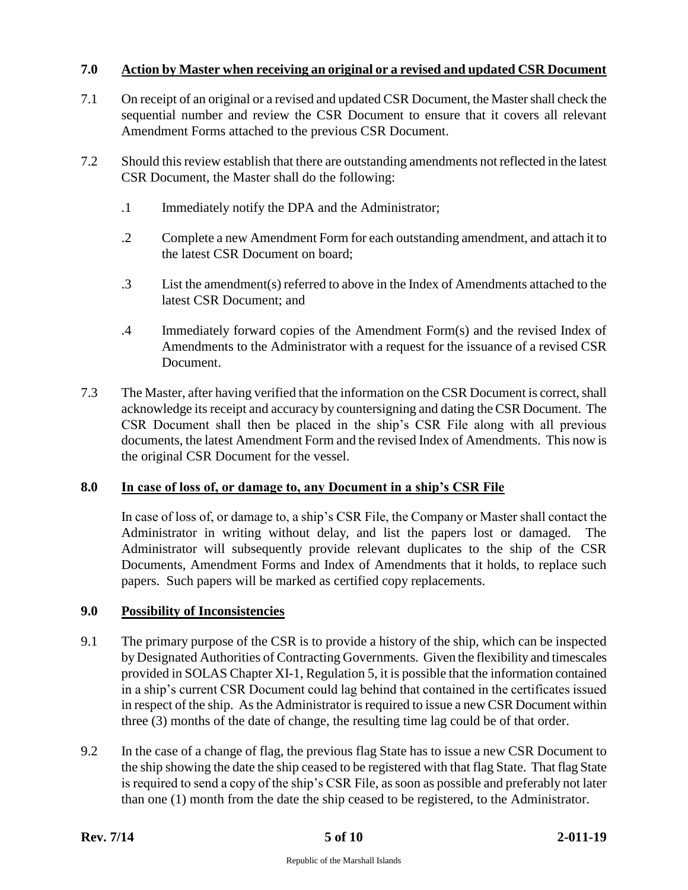## 7.0 Action by Master when receiving an original or a revised and updated CSR Document

7.1 On receipt of an original or a revised and updated CSR Document, the Master shall check the sequential number and review the CSR Document to ensure that it covers all relevant Amendment Forms attached to the previous CSR Document.

7.2 Should this review establish that there are outstanding amendments not reflected in the latest CSR Document, the Master shall do the following:

.1 Immediately notify the DPA and the Administrator;

.2 Complete a new Amendment Form for each outstanding amendment, and attach it to the latest CSR Document on board;

.3 List the amendment(s) referred to above in the Index of Amendments attached to the latest CSR Document; and

.4 Immediately forward copies of the Amendment Form(s) and the revised Index of Amendments to the Administrator with a request for the issuance of a revised CSR Document.

7.3 The Master, after having verified that the information on the CSR Document is correct, shall acknowledge its receipt and accuracy by countersigning and dating the CSR Document. The CSR Document shall then be placed in the ship's CSR File along with all previous documents, the latest Amendment Form and the revised Index of Amendments. This now is the original CSR Document for the vessel.

## 8.0 In case of loss of, or damage to, any Document in a ship's CSR File

In case of loss of, or damage to, a ship's CSR File, the Company or Master shall contact the Administrator in writing without delay, and list the papers lost or damaged. The Administrator will subsequently provide relevant duplicates to the ship of the CSR Documents, Amendment Forms and Index of Amendments that it holds, to replace such papers. Such papers will be marked as certified copy replacements.

## 9.0 Possibility of Inconsistencies

9.1 The primary purpose of the CSR is to provide a history of the ship, which can be inspected by Designated Authorities of Contracting Governments. Given the flexibility and timescales provided in SOLAS Chapter XI-1, Regulation 5, it is possible that the information contained in a ship's current CSR Document could lag behind that contained in the certificates issued in respect of the ship. As the Administrator is required to issue a new CSR Document within three (3) months of the date of change, the resulting time lag could be of that order.

9.2 In the case of a change of flag, the previous flag State has to issue a new CSR Document to the ship showing the date the ship ceased to be registered with that flag State. That flag State is required to send a copy of the ship's CSR File, as soon as possible and preferably not later than one (1) month from the date the ship ceased to be registered, to the Administrator.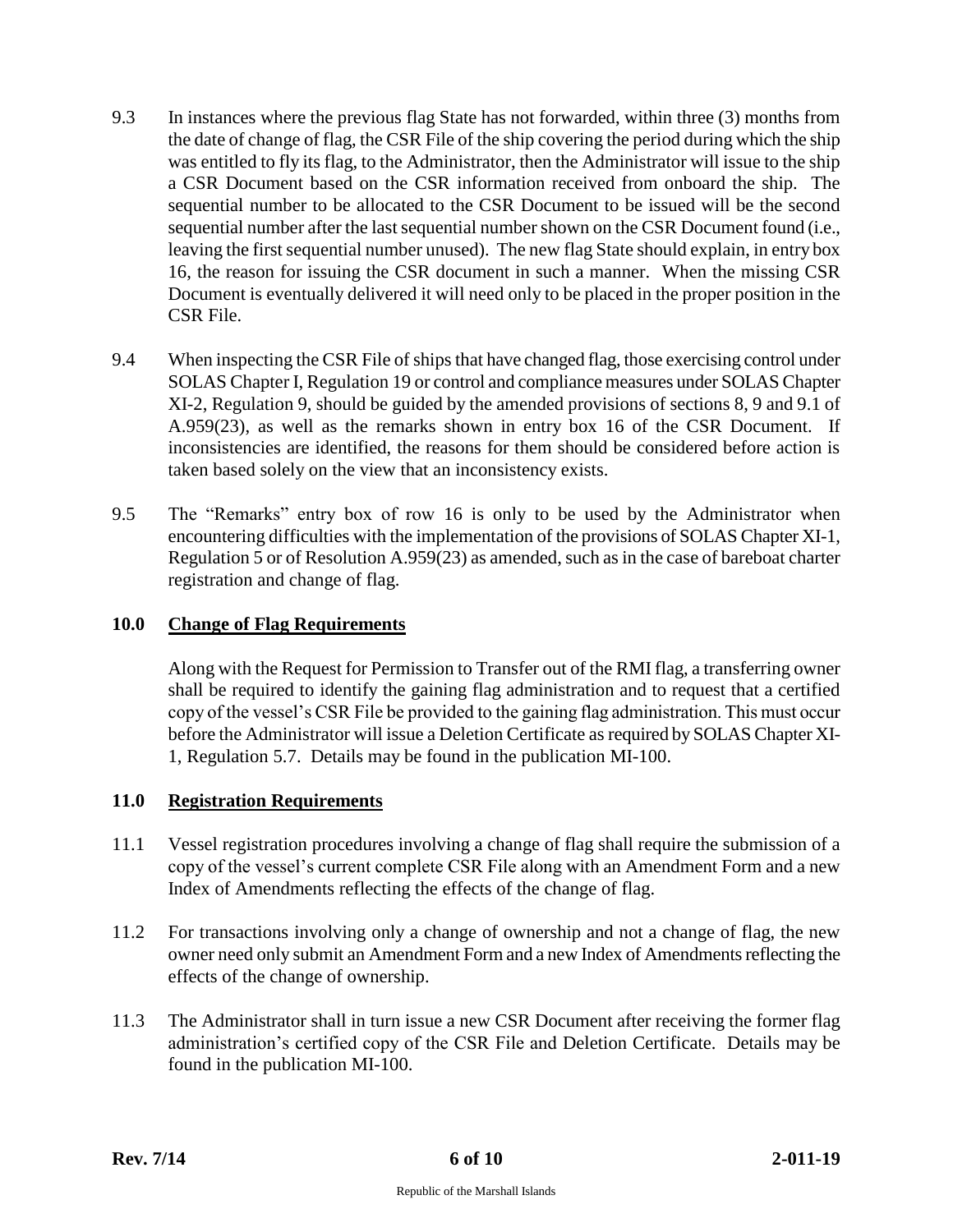9.3 In instances where the previous flag State has not forwarded, within three (3) months from the date of change of flag, the CSR File of the ship covering the period during which the ship was entitled to fly its flag, to the Administrator, then the Administrator will issue to the ship a CSR Document based on the CSR information received from onboard the ship. The sequential number to be allocated to the CSR Document to be issued will be the second sequential number after the last sequential number shown on the CSR Document found (i.e., leaving the first sequential number unused). The new flag State should explain, in entry box 16, the reason for issuing the CSR document in such a manner. When the missing CSR Document is eventually delivered it will need only to be placed in the proper position in the CSR File.

9.4 When inspecting the CSR File of ships that have changed flag, those exercising control under SOLAS Chapter I, Regulation 19 or control and compliance measures under SOLAS Chapter XI-2, Regulation 9, should be guided by the amended provisions of sections 8, 9 and 9.1 of A.959(23), as well as the remarks shown in entry box 16 of the CSR Document. If inconsistencies are identified, the reasons for them should be considered before action is taken based solely on the view that an inconsistency exists.

9.5 The "Remarks" entry box of row 16 is only to be used by the Administrator when encountering difficulties with the implementation of the provisions of SOLAS Chapter XI-1, Regulation 5 or of Resolution A.959(23) as amended, such as in the case of bareboat charter registration and change of flag.

## 10.0 Change of Flag Requirements

Along with the Request for Permission to Transfer out of the RMI flag, a transferring owner shall be required to identify the gaining flag administration and to request that a certified copy of the vessel's CSR File be provided to the gaining flag administration. This must occur before the Administrator will issue a Deletion Certificate as required by SOLAS Chapter XI-1, Regulation 5.7. Details may be found in the publication MI-100.

## 11.0 Registration Requirements

11.1 Vessel registration procedures involving a change of flag shall require the submission of a copy of the vessel's current complete CSR File along with an Amendment Form and a new Index of Amendments reflecting the effects of the change of flag.

11.2 For transactions involving only a change of ownership and not a change of flag, the new owner need only submit an Amendment Form and a new Index of Amendments reflecting the effects of the change of ownership.

11.3 The Administrator shall in turn issue a new CSR Document after receiving the former flag administration's certified copy of the CSR File and Deletion Certificate. Details may be found in the publication MI-100.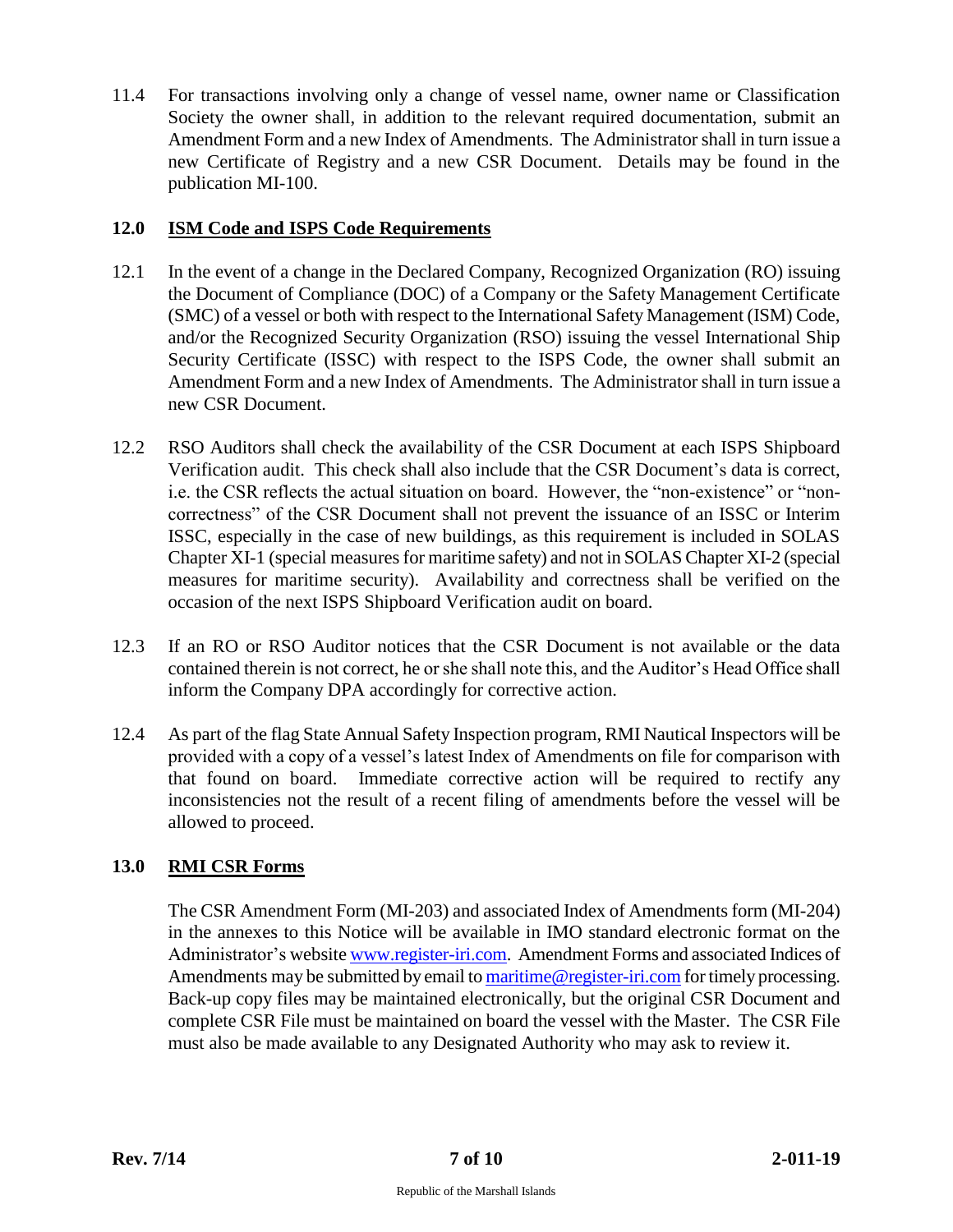11.4 For transactions involving only a change of vessel name, owner name or Classification Society the owner shall, in addition to the relevant required documentation, submit an Amendment Form and a new Index of Amendments. The Administrator shall in turn issue a new Certificate of Registry and a new CSR Document. Details may be found in the publication MI-100.

## 12.0 ISM Code and ISPS Code Requirements

12.1 In the event of a change in the Declared Company, Recognized Organization (RO) issuing the Document of Compliance (DOC) of a Company or the Safety Management Certificate (SMC) of a vessel or both with respect to the International Safety Management (ISM) Code, and/or the Recognized Security Organization (RSO) issuing the vessel International Ship Security Certificate (ISSC) with respect to the ISPS Code, the owner shall submit an Amendment Form and a new Index of Amendments. The Administrator shall in turn issue a new CSR Document.

12.2 RSO Auditors shall check the availability of the CSR Document at each ISPS Shipboard Verification audit. This check shall also include that the CSR Document's data is correct, i.e. the CSR reflects the actual situation on board. However, the "non-existence" or "non-correctness" of the CSR Document shall not prevent the issuance of an ISSC or Interim ISSC, especially in the case of new buildings, as this requirement is included in SOLAS Chapter XI-1 (special measures for maritime safety) and not in SOLAS Chapter XI-2 (special measures for maritime security). Availability and correctness shall be verified on the occasion of the next ISPS Shipboard Verification audit on board.

12.3 If an RO or RSO Auditor notices that the CSR Document is not available or the data contained therein is not correct, he or she shall note this, and the Auditor's Head Office shall inform the Company DPA accordingly for corrective action.

12.4 As part of the flag State Annual Safety Inspection program, RMI Nautical Inspectors will be provided with a copy of a vessel's latest Index of Amendments on file for comparison with that found on board. Immediate corrective action will be required to rectify any inconsistencies not the result of a recent filing of amendments before the vessel will be allowed to proceed.

## 13.0 RMI CSR Forms

The CSR Amendment Form (MI-203) and associated Index of Amendments form (MI-204) in the annexes to this Notice will be available in IMO standard electronic format on the Administrator's website www.register-iri.com. Amendment Forms and associated Indices of Amendments may be submitted by email to maritime@register-iri.com for timely processing. Back-up copy files may be maintained electronically, but the original CSR Document and complete CSR File must be maintained on board the vessel with the Master. The CSR File must also be made available to any Designated Authority who may ask to review it.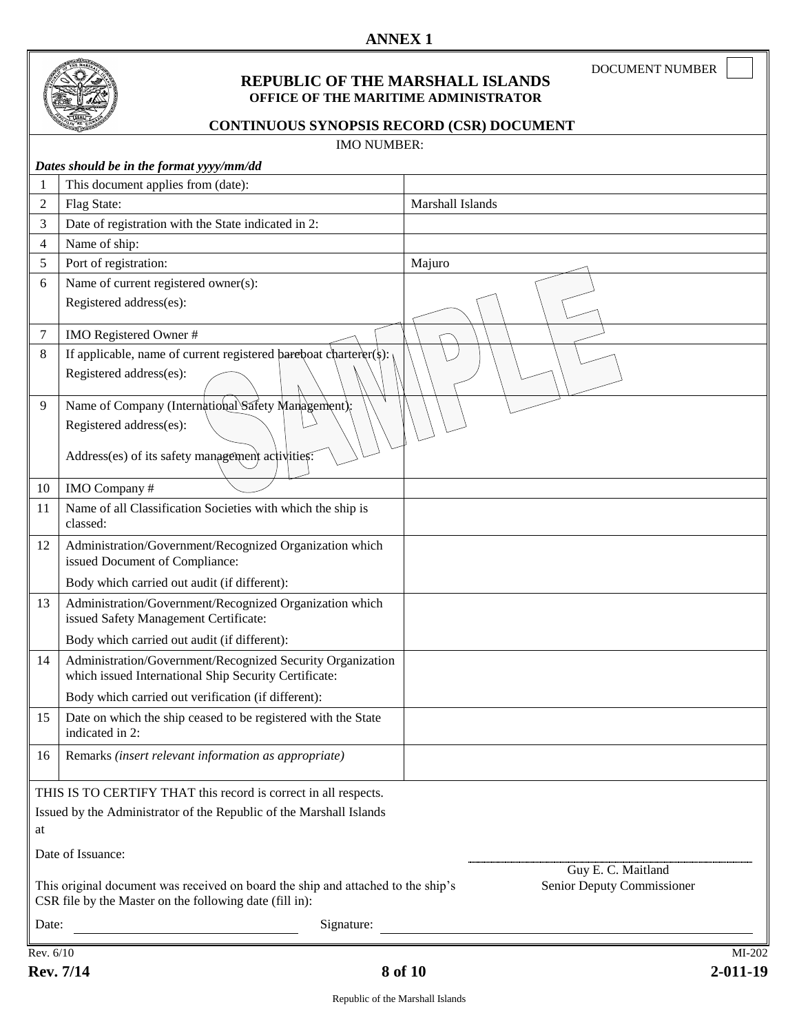# ANNEX 1

DOCUMENT NUMBER

**REPUBLIC OF THE MARSHALL ISLANDS**
**OFFICE OF THE MARITIME ADMINISTRATOR**

**CONTINUOUS SYNOPSIS RECORD (CSR) DOCUMENT**

IMO NUMBER:

***Dates should be in the format yyyy/mm/dd***

| | | |
|---|---|---|
| 1 | This document applies from (date): | |
| 2 | Flag State: | Marshall Islands |
| 3 | Date of registration with the State indicated in 2: | |
| 4 | Name of ship: | |
| 5 | Port of registration: | Majuro |
| 6 | Name of current registered owner(s):<br>Registered address(es): | |
| 7 | IMO Registered Owner # | |
| 8 | If applicable, name of current registered bareboat charterer(s):<br>Registered address(es): | |
| 9 | Name of Company (International Safety Management):<br>Registered address(es):<br>Address(es) of its safety management activities: | |
| 10 | IMO Company # | |
| 11 | Name of all Classification Societies with which the ship is classed: | |
| 12 | Administration/Government/Recognized Organization which issued Document of Compliance:<br>Body which carried out audit (if different): | |
| 13 | Administration/Government/Recognized Organization which issued Safety Management Certificate:<br>Body which carried out audit (if different): | |
| 14 | Administration/Government/Recognized Security Organization which issued International Ship Security Certificate:<br>Body which carried out verification (if different): | |
| 15 | Date on which the ship ceased to be registered with the State indicated in 2: | |
| 16 | Remarks *(insert relevant information as appropriate)* | |

THIS IS TO CERTIFY THAT this record is correct in all respects.

Issued by the Administrator of the Republic of the Marshall Islands at

Date of Issuance:

Guy E. C. Maitland
Senior Deputy Commissioner

This original document was received on board the ship and attached to the ship's CSR file by the Master on the following date (fill in):

Date: ____________________ Signature: ____________________

Rev. 6/10 MI-202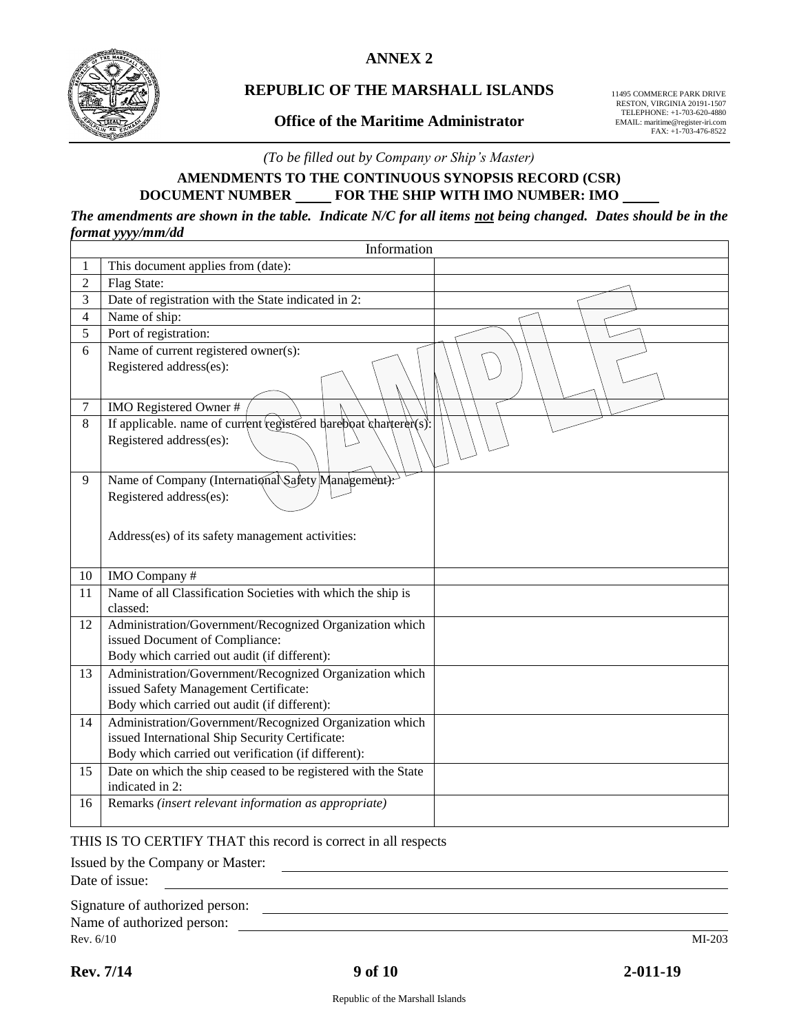## ANNEX 2

## REPUBLIC OF THE MARSHALL ISLANDS

### Office of the Maritime Administrator

11495 COMMERCE PARK DRIVE
RESTON, VIRGINIA 20191-1507
TELEPHONE: +1-703-620-4880
EMAIL: maritime@register-iri.com
FAX: +1-703-476-8522

*(To be filled out by Company or Ship's Master)*

**AMENDMENTS TO THE CONTINUOUS SYNOPSIS RECORD (CSR)**
**DOCUMENT NUMBER _____ FOR THE SHIP WITH IMO NUMBER: IMO _____**

***The amendments are shown in the table. Indicate N/C for all items not being changed. Dates should be in the format yyyy/mm/dd***

| | Information | |
|---|---|---|
| 1 | This document applies from (date): | |
| 2 | Flag State: | |
| 3 | Date of registration with the State indicated in 2: | |
| 4 | Name of ship: | |
| 5 | Port of registration: | |
| 6 | Name of current registered owner(s):<br>Registered address(es): | |
| 7 | IMO Registered Owner # | |
| 8 | If applicable. name of current registered bareboat charterer(s):<br>Registered address(es): | |
| 9 | Name of Company (International Safety Management):<br>Registered address(es):<br><br>Address(es) of its safety management activities: | |
| 10 | IMO Company # | |
| 11 | Name of all Classification Societies with which the ship is classed: | |
| 12 | Administration/Government/Recognized Organization which issued Document of Compliance:<br>Body which carried out audit (if different): | |
| 13 | Administration/Government/Recognized Organization which issued Safety Management Certificate:<br>Body which carried out audit (if different): | |
| 14 | Administration/Government/Recognized Organization which issued International Ship Security Certificate:<br>Body which carried out verification (if different): | |
| 15 | Date on which the ship ceased to be registered with the State indicated in 2: | |
| 16 | Remarks *(insert relevant information as appropriate)* | |

SAMPLE

THIS IS TO CERTIFY THAT this record is correct in all respects

Issued by the Company or Master: ______________________________

Date of issue: ______________________________

Signature of authorized person: ______________________________

Name of authorized person: ______________________________

Rev. 6/10 MI-203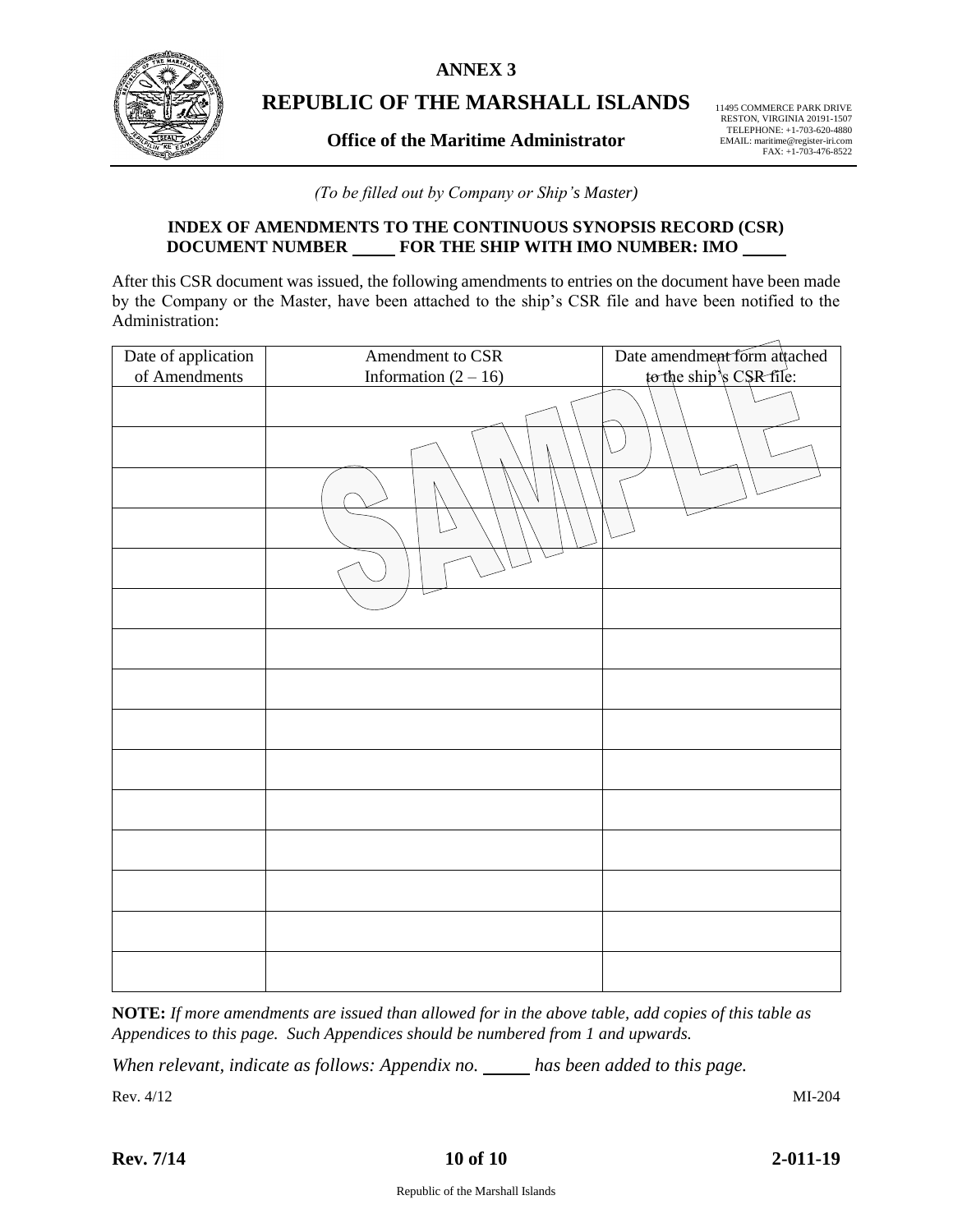# ANNEX 3

# REPUBLIC OF THE MARSHALL ISLANDS

## Office of the Maritime Administrator

11495 COMMERCE PARK DRIVE
RESTON, VIRGINIA 20191-1507
TELEPHONE: +1-703-620-4880
EMAIL: maritime@register-iri.com
FAX: +1-703-476-8522

*(To be filled out by Company or Ship's Master)*

**INDEX OF AMENDMENTS TO THE CONTINUOUS SYNOPSIS RECORD (CSR) DOCUMENT NUMBER \_\_\_\_\_ FOR THE SHIP WITH IMO NUMBER: IMO \_\_\_\_\_**

After this CSR document was issued, the following amendments to entries on the document have been made by the Company or the Master, have been attached to the ship's CSR file and have been notified to the Administration:

| Date of application of Amendments | Amendment to CSR Information (2 – 16) | Date amendment form attached to the ship's CSR file: |
|---|---|---|
| | | |
| | | |
| | | |
| | | |
| | | |
| | | |
| | | |
| | | |
| | | |
| | | |
| | | |
| | | |
| | | |
| | | |
| | | |

SAMPLE

**NOTE:** *If more amendments are issued than allowed for in the above table, add copies of this table as Appendices to this page. Such Appendices should be numbered from 1 and upwards.*

*When relevant, indicate as follows: Appendix no. \_\_\_\_\_ has been added to this page.*

Rev. 4/12 MI-204